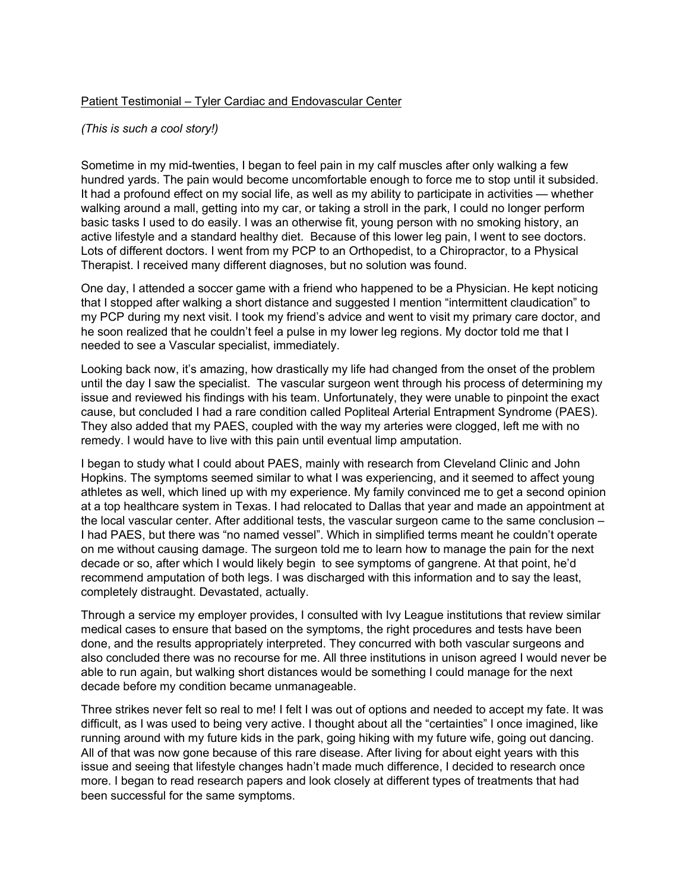<u>Patient Testimonial – Tyler Cardiac and Endovascular Center</u>

*(This is such a cool story!)*

Sometime in my mid-twenties, I began to feel pain in my calf muscles after only walking a few hundred yards. The pain would become uncomfortable enough to force me to stop until it subsided. It had a profound effect on my social life, as well as my ability to participate in activities — whether walking around a mall, getting into my car, or taking a stroll in the park, I could no longer perform basic tasks I used to do easily. I was an otherwise fit, young person with no smoking history, an active lifestyle and a standard healthy diet. Because of this lower leg pain, I went to see doctors. Lots of different doctors. I went from my PCP to an Orthopedist, to a Chiropractor, to a Physical Therapist. I received many different diagnoses, but no solution was found.

One day, I attended a soccer game with a friend who happened to be a Physician. He kept noticing that I stopped after walking a short distance and suggested I mention "intermittent claudication" to my PCP during my next visit. I took my friend's advice and went to visit my primary care doctor, and he soon realized that he couldn't feel a pulse in my lower leg regions. My doctor told me that I needed to see a Vascular specialist, immediately.

Looking back now, it's amazing, how drastically my life had changed from the onset of the problem until the day I saw the specialist. The vascular surgeon went through his process of determining my issue and reviewed his findings with his team. Unfortunately, they were unable to pinpoint the exact cause, but concluded I had a rare condition called Popliteal Arterial Entrapment Syndrome (PAES). They also added that my PAES, coupled with the way my arteries were clogged, left me with no remedy. I would have to live with this pain until eventual limp amputation.

I began to study what I could about PAES, mainly with research from Cleveland Clinic and John Hopkins. The symptoms seemed similar to what I was experiencing, and it seemed to affect young athletes as well, which lined up with my experience. My family convinced me to get a second opinion at a top healthcare system in Texas. I had relocated to Dallas that year and made an appointment at the local vascular center. After additional tests, the vascular surgeon came to the same conclusion – I had PAES, but there was "no named vessel". Which in simplified terms meant he couldn't operate on me without causing damage. The surgeon told me to learn how to manage the pain for the next decade or so, after which I would likely begin to see symptoms of gangrene. At that point, he'd recommend amputation of both legs. I was discharged with this information and to say the least, completely distraught. Devastated, actually.

Through a service my employer provides, I consulted with Ivy League institutions that review similar medical cases to ensure that based on the symptoms, the right procedures and tests have been done, and the results appropriately interpreted. They concurred with both vascular surgeons and also concluded there was no recourse for me. All three institutions in unison agreed I would never be able to run again, but walking short distances would be something I could manage for the next decade before my condition became unmanageable.

Three strikes never felt so real to me! I felt I was out of options and needed to accept my fate. It was difficult, as I was used to being very active. I thought about all the "certainties" I once imagined, like running around with my future kids in the park, going hiking with my future wife, going out dancing. All of that was now gone because of this rare disease. After living for about eight years with this issue and seeing that lifestyle changes hadn't made much difference, I decided to research once more. I began to read research papers and look closely at different types of treatments that had been successful for the same symptoms.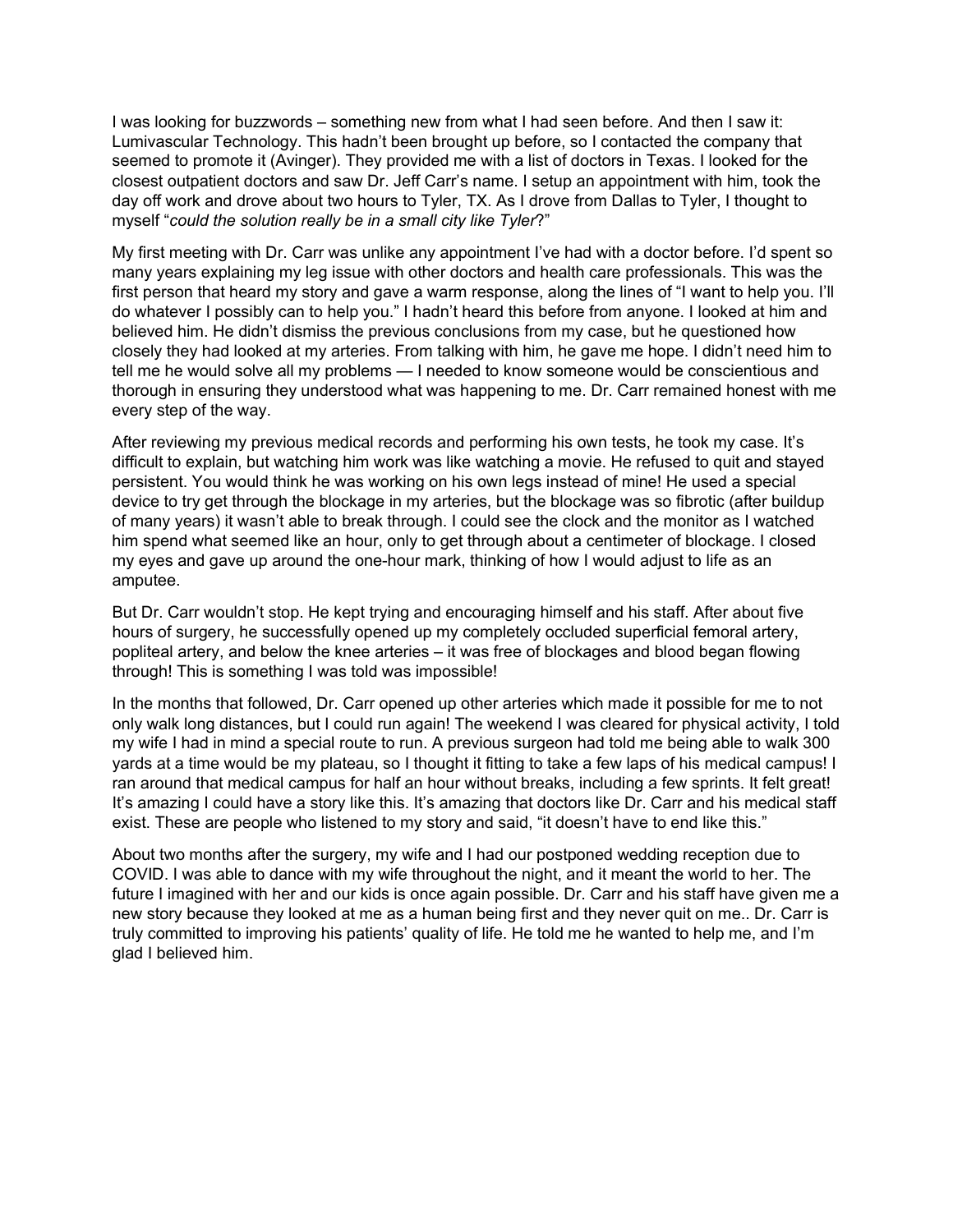I was looking for buzzwords – something new from what I had seen before. And then I saw it: Lumivascular Technology. This hadn't been brought up before, so I contacted the company that seemed to promote it (Avinger). They provided me with a list of doctors in Texas. I looked for the closest outpatient doctors and saw Dr. Jeff Carr's name. I setup an appointment with him, took the day off work and drove about two hours to Tyler, TX. As I drove from Dallas to Tyler, I thought to myself "*could the solution really be in a small city like Tyler*?"

My first meeting with Dr. Carr was unlike any appointment I've had with a doctor before. I'd spent so many years explaining my leg issue with other doctors and health care professionals. This was the first person that heard my story and gave a warm response, along the lines of "I want to help you. I'll do whatever I possibly can to help you." I hadn't heard this before from anyone. I looked at him and believed him. He didn't dismiss the previous conclusions from my case, but he questioned how closely they had looked at my arteries. From talking with him, he gave me hope. I didn't need him to tell me he would solve all my problems — I needed to know someone would be conscientious and thorough in ensuring they understood what was happening to me. Dr. Carr remained honest with me every step of the way.

After reviewing my previous medical records and performing his own tests, he took my case. It's difficult to explain, but watching him work was like watching a movie. He refused to quit and stayed persistent. You would think he was working on his own legs instead of mine! He used a special device to try get through the blockage in my arteries, but the blockage was so fibrotic (after buildup of many years) it wasn't able to break through. I could see the clock and the monitor as I watched him spend what seemed like an hour, only to get through about a centimeter of blockage. I closed my eyes and gave up around the one-hour mark, thinking of how I would adjust to life as an amputee.

But Dr. Carr wouldn't stop. He kept trying and encouraging himself and his staff. After about five hours of surgery, he successfully opened up my completely occluded superficial femoral artery, popliteal artery, and below the knee arteries – it was free of blockages and blood began flowing through! This is something I was told was impossible!

In the months that followed, Dr. Carr opened up other arteries which made it possible for me to not only walk long distances, but I could run again! The weekend I was cleared for physical activity, I told my wife I had in mind a special route to run. A previous surgeon had told me being able to walk 300 yards at a time would be my plateau, so I thought it fitting to take a few laps of his medical campus! I ran around that medical campus for half an hour without breaks, including a few sprints. It felt great! It's amazing I could have a story like this. It's amazing that doctors like Dr. Carr and his medical staff exist. These are people who listened to my story and said, "it doesn't have to end like this."

About two months after the surgery, my wife and I had our postponed wedding reception due to COVID. I was able to dance with my wife throughout the night, and it meant the world to her. The future I imagined with her and our kids is once again possible. Dr. Carr and his staff have given me a new story because they looked at me as a human being first and they never quit on me.. Dr. Carr is truly committed to improving his patients' quality of life. He told me he wanted to help me, and I'm glad I believed him.